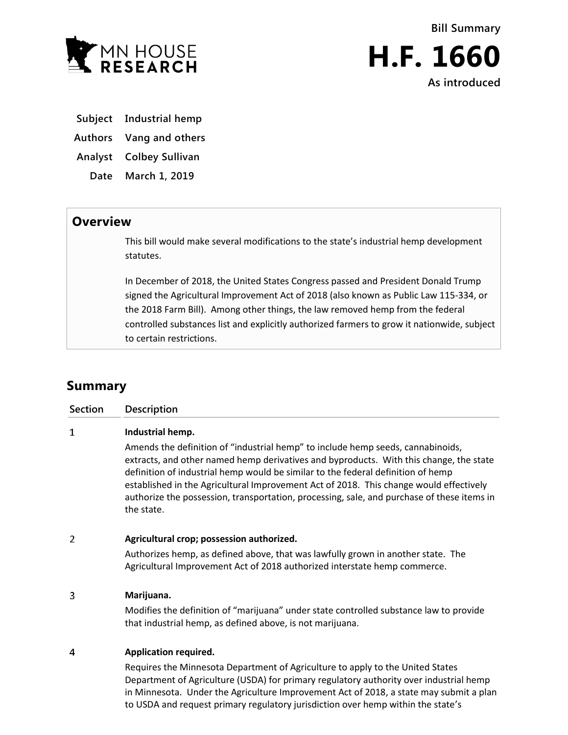MN HOUSE RESEARCH

**Bill Summary**

# H.F. 1660

**As introduced**

| | |
|---|---|
| **Subject** | **Industrial hemp** |
| **Authors** | **Vang and others** |
| **Analyst** | **Colbey Sullivan** |
| **Date** | **March 1, 2019** |

## Overview

This bill would make several modifications to the state's industrial hemp development statutes.

In December of 2018, the United States Congress passed and President Donald Trump signed the Agricultural Improvement Act of 2018 (also known as Public Law 115-334, or the 2018 Farm Bill). Among other things, the law removed hemp from the federal controlled substances list and explicitly authorized farmers to grow it nationwide, subject to certain restrictions.

## Summary

| Section | Description |
|---|---|
| 1 | **Industrial hemp.**<br>Amends the definition of "industrial hemp" to include hemp seeds, cannabinoids, extracts, and other named hemp derivatives and byproducts. With this change, the state definition of industrial hemp would be similar to the federal definition of hemp established in the Agricultural Improvement Act of 2018. This change would effectively authorize the possession, transportation, processing, sale, and purchase of these items in the state. |
| 2 | **Agricultural crop; possession authorized.**<br>Authorizes hemp, as defined above, that was lawfully grown in another state. The Agricultural Improvement Act of 2018 authorized interstate hemp commerce. |
| 3 | **Marijuana.**<br>Modifies the definition of "marijuana" under state controlled substance law to provide that industrial hemp, as defined above, is not marijuana. |
| 4 | **Application required.**<br>Requires the Minnesota Department of Agriculture to apply to the United States Department of Agriculture (USDA) for primary regulatory authority over industrial hemp in Minnesota. Under the Agriculture Improvement Act of 2018, a state may submit a plan to USDA and request primary regulatory jurisdiction over hemp within the state's |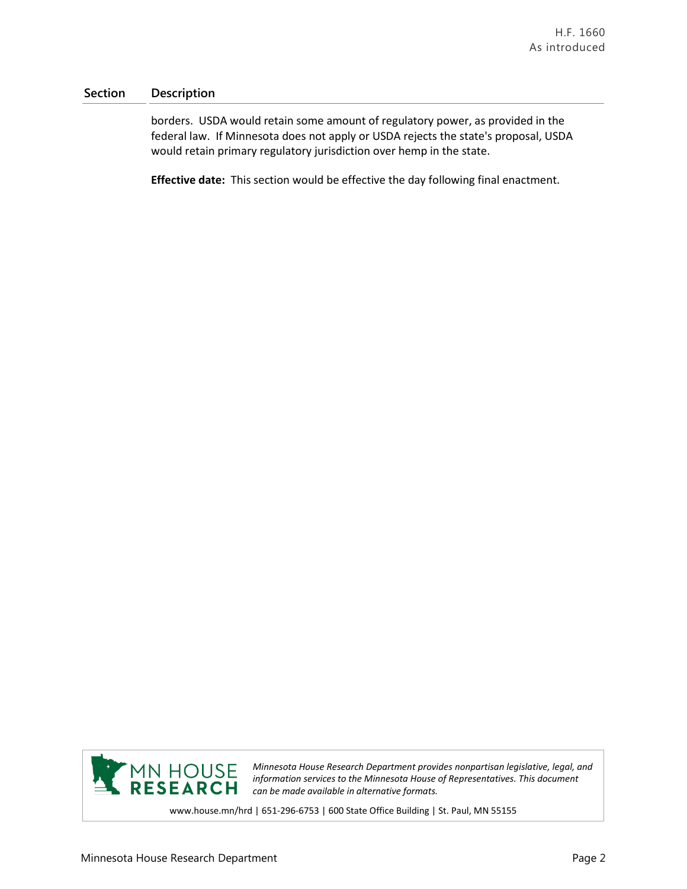| Section | Description |
|---|---|
| | borders. USDA would retain some amount of regulatory power, as provided in the federal law. If Minnesota does not apply or USDA rejects the state's proposal, USDA would retain primary regulatory jurisdiction over hemp in the state.<br><br>**Effective date:** This section would be effective the day following final enactment. |

MN HOUSE RESEARCH

*Minnesota House Research Department provides nonpartisan legislative, legal, and information services to the Minnesota House of Representatives. This document can be made available in alternative formats.*

www.house.mn/hrd | 651-296-6753 | 600 State Office Building | St. Paul, MN 55155